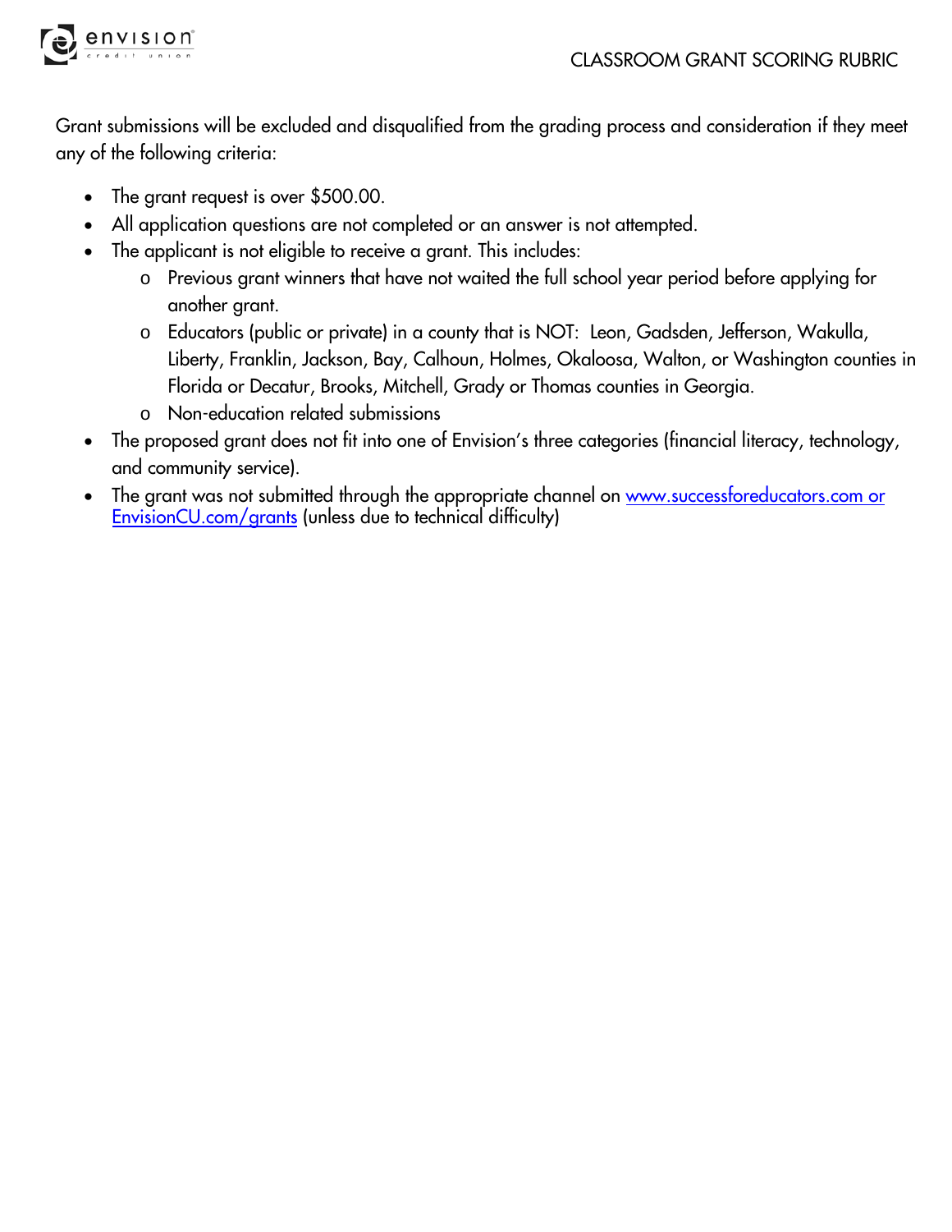# CLASSROOM GRANT SCORING RUBRIC

Grant submissions will be excluded and disqualified from the grading process and consideration if they meet any of the following criteria:

- The grant request is over $500.00.
- All application questions are not completed or an answer is not attempted.
- The applicant is not eligible to receive a grant. This includes:
  - Previous grant winners that have not waited the full school year period before applying for another grant.
  - Educators (public or private) in a county that is NOT: Leon, Gadsden, Jefferson, Wakulla, Liberty, Franklin, Jackson, Bay, Calhoun, Holmes, Okaloosa, Walton, or Washington counties in Florida or Decatur, Brooks, Mitchell, Grady or Thomas counties in Georgia.
  - Non-education related submissions
- The proposed grant does not fit into one of Envision's three categories (financial literacy, technology, and community service).
- The grant was not submitted through the appropriate channel on www.successforeducators.com or EnvisionCU.com/grants (unless due to technical difficulty)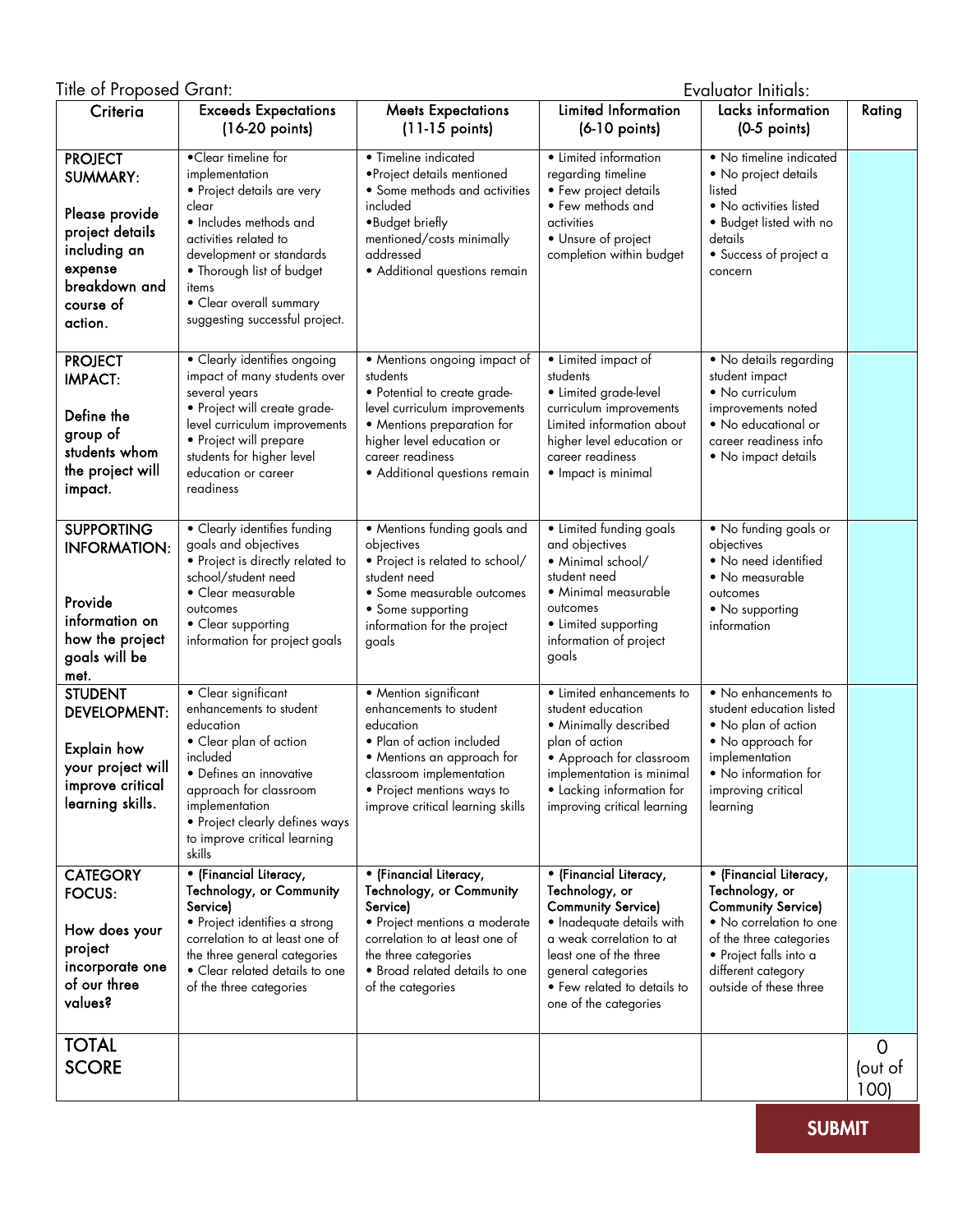Title of Proposed Grant: Evaluator Initials:

| Criteria | Exceeds Expectations (16-20 points) | Meets Expectations (11-15 points) | Limited Information (6-10 points) | Lacks information (0-5 points) | Rating |
|---|---|---|---|---|---|
| **PROJECT SUMMARY:** Please provide project details including an expense breakdown and course of action. | •Clear timeline for implementation<br>• Project details are very clear<br>• Includes methods and activities related to development or standards<br>• Thorough list of budget items<br>• Clear overall summary suggesting successful project. | • Timeline indicated<br>•Project details mentioned<br>• Some methods and activities included<br>•Budget briefly mentioned/costs minimally addressed<br>• Additional questions remain | • Limited information regarding timeline<br>• Few project details<br>• Few methods and activities<br>• Unsure of project completion within budget | • No timeline indicated<br>• No project details listed<br>• No activities listed<br>• Budget listed with no details<br>• Success of project a concern | |
| **PROJECT IMPACT:** Define the group of students whom the project will impact. | • Clearly identifies ongoing impact of many students over several years<br>• Project will create grade-level curriculum improvements<br>• Project will prepare students for higher level education or career readiness | • Mentions ongoing impact of students<br>• Potential to create grade-level curriculum improvements<br>• Mentions preparation for higher level education or career readiness<br>• Additional questions remain | • Limited impact of students<br>• Limited grade-level curriculum improvements Limited information about higher level education or career readiness<br>• Impact is minimal | • No details regarding student impact<br>• No curriculum improvements noted<br>• No educational or career readiness info<br>• No impact details | |
| **SUPPORTING INFORMATION:** Provide information on how the project goals will be met. | • Clearly identifies funding goals and objectives<br>• Project is directly related to school/student need<br>• Clear measurable outcomes<br>• Clear supporting information for project goals | • Mentions funding goals and objectives<br>• Project is related to school/ student need<br>• Some measurable outcomes<br>• Some supporting information for the project goals | • Limited funding goals and objectives<br>• Minimal school/ student need<br>• Minimal measurable outcomes<br>• Limited supporting information of project goals | • No funding goals or objectives<br>• No need identified<br>• No measurable outcomes<br>• No supporting information | |
| **STUDENT DEVELOPMENT:** Explain how your project will improve critical learning skills. | • Clear significant enhancements to student education<br>• Clear plan of action included<br>• Defines an innovative approach for classroom implementation<br>• Project clearly defines ways to improve critical learning skills | • Mention significant enhancements to student education<br>• Plan of action included<br>• Mentions an approach for classroom implementation<br>• Project mentions ways to improve critical learning skills | • Limited enhancements to student education<br>• Minimally described plan of action<br>• Approach for classroom implementation is minimal<br>• Lacking information for improving critical learning | • No enhancements to student education listed<br>• No plan of action<br>• No approach for implementation<br>• No information for improving critical learning | |
| **CATEGORY FOCUS:** How does your project incorporate one of our three values? | • **(Financial Literacy, Technology, or Community Service)**<br>• Project identifies a strong correlation to at least one of the three general categories<br>• Clear related details to one of the three categories | • **(Financial Literacy, Technology, or Community Service)**<br>• Project mentions a moderate correlation to at least one of the three categories<br>• Broad related details to one of the categories | • **(Financial Literacy, Technology, or Community Service)**<br>• Inadequate details with a weak correlation to at least one of the three general categories<br>• Few related to details to one of the categories | • **(Financial Literacy, Technology, or Community Service)**<br>• No correlation to one of the three categories<br>• Project falls into a different category outside of these three | |
| **TOTAL SCORE** | | | | | 0 (out of 100) |

**SUBMIT**